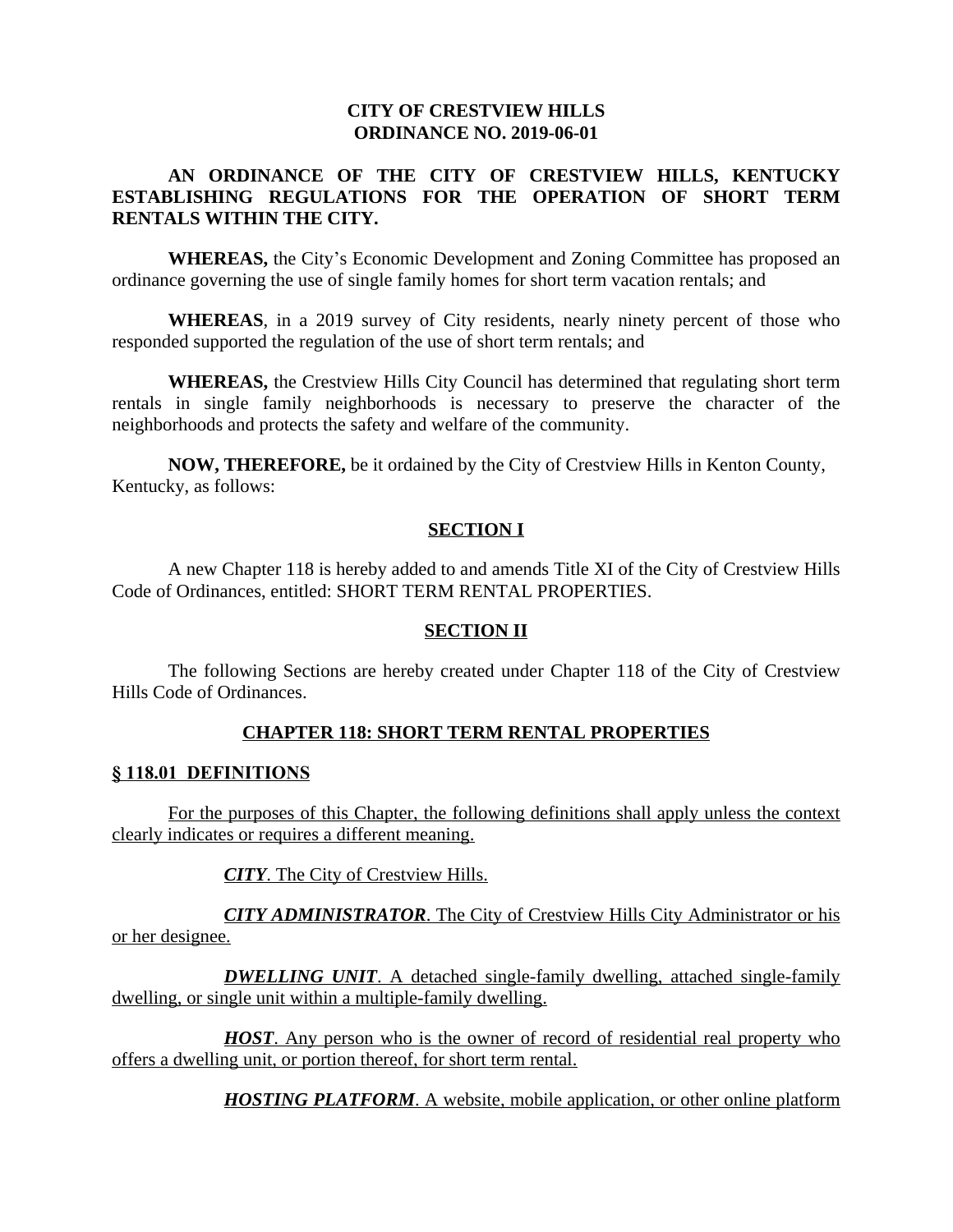**CITY OF CRESTVIEW HILLS**
**ORDINANCE NO. 2019-06-01**

**AN ORDINANCE OF THE CITY OF CRESTVIEW HILLS, KENTUCKY ESTABLISHING REGULATIONS FOR THE OPERATION OF SHORT TERM RENTALS WITHIN THE CITY.**

**WHEREAS,** the City's Economic Development and Zoning Committee has proposed an ordinance governing the use of single family homes for short term vacation rentals; and

**WHEREAS**, in a 2019 survey of City residents, nearly ninety percent of those who responded supported the regulation of the use of short term rentals; and

**WHEREAS,** the Crestview Hills City Council has determined that regulating short term rentals in single family neighborhoods is necessary to preserve the character of the neighborhoods and protects the safety and welfare of the community.

**NOW, THEREFORE,** be it ordained by the City of Crestview Hills in Kenton County, Kentucky, as follows:

**SECTION I**

A new Chapter 118 is hereby added to and amends Title XI of the City of Crestview Hills Code of Ordinances, entitled: SHORT TERM RENTAL PROPERTIES.

**SECTION II**

The following Sections are hereby created under Chapter 118 of the City of Crestview Hills Code of Ordinances.

**CHAPTER 118: SHORT TERM RENTAL PROPERTIES**

**§ 118.01 DEFINITIONS**

For the purposes of this Chapter, the following definitions shall apply unless the context clearly indicates or requires a different meaning.

***CITY***. The City of Crestview Hills.

***CITY ADMINISTRATOR***. The City of Crestview Hills City Administrator or his or her designee.

***DWELLING UNIT***. A detached single-family dwelling, attached single-family dwelling, or single unit within a multiple-family dwelling.

***HOST***. Any person who is the owner of record of residential real property who offers a dwelling unit, or portion thereof, for short term rental.

***HOSTING PLATFORM***. A website, mobile application, or other online platform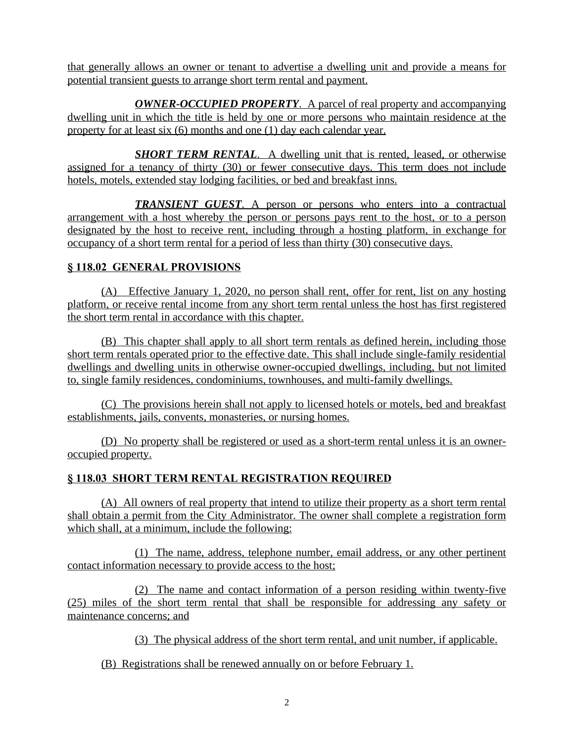that generally allows an owner or tenant to advertise a dwelling unit and provide a means for potential transient guests to arrange short term rental and payment.

***OWNER-OCCUPIED PROPERTY***. A parcel of real property and accompanying dwelling unit in which the title is held by one or more persons who maintain residence at the property for at least six (6) months and one (1) day each calendar year.

***SHORT TERM RENTAL***. A dwelling unit that is rented, leased, or otherwise assigned for a tenancy of thirty (30) or fewer consecutive days. This term does not include hotels, motels, extended stay lodging facilities, or bed and breakfast inns.

***TRANSIENT GUEST***. A person or persons who enters into a contractual arrangement with a host whereby the person or persons pays rent to the host, or to a person designated by the host to receive rent, including through a hosting platform, in exchange for occupancy of a short term rental for a period of less than thirty (30) consecutive days.

### § 118.02 GENERAL PROVISIONS

(A) Effective January 1, 2020, no person shall rent, offer for rent, list on any hosting platform, or receive rental income from any short term rental unless the host has first registered the short term rental in accordance with this chapter.

(B) This chapter shall apply to all short term rentals as defined herein, including those short term rentals operated prior to the effective date. This shall include single-family residential dwellings and dwelling units in otherwise owner-occupied dwellings, including, but not limited to, single family residences, condominiums, townhouses, and multi-family dwellings.

(C) The provisions herein shall not apply to licensed hotels or motels, bed and breakfast establishments, jails, convents, monasteries, or nursing homes.

(D) No property shall be registered or used as a short-term rental unless it is an owner-occupied property.

### § 118.03 SHORT TERM RENTAL REGISTRATION REQUIRED

(A) All owners of real property that intend to utilize their property as a short term rental shall obtain a permit from the City Administrator. The owner shall complete a registration form which shall, at a minimum, include the following:

(1) The name, address, telephone number, email address, or any other pertinent contact information necessary to provide access to the host;

(2) The name and contact information of a person residing within twenty-five (25) miles of the short term rental that shall be responsible for addressing any safety or maintenance concerns; and

(3) The physical address of the short term rental, and unit number, if applicable.

(B) Registrations shall be renewed annually on or before February 1.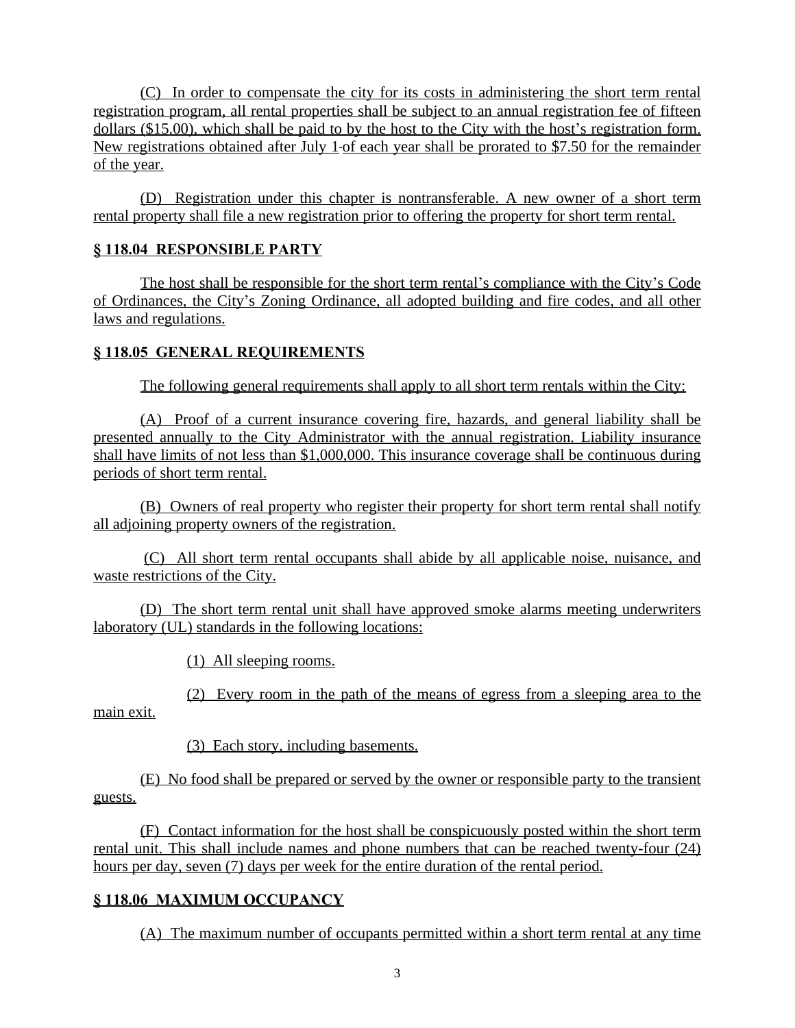(C) In order to compensate the city for its costs in administering the short term rental registration program, all rental properties shall be subject to an annual registration fee of fifteen dollars ($15.00), which shall be paid to by the host to the City with the host's registration form. New registrations obtained after July 1 of each year shall be prorated to $7.50 for the remainder of the year.

(D) Registration under this chapter is nontransferable. A new owner of a short term rental property shall file a new registration prior to offering the property for short term rental.

### § 118.04 RESPONSIBLE PARTY

The host shall be responsible for the short term rental's compliance with the City's Code of Ordinances, the City's Zoning Ordinance, all adopted building and fire codes, and all other laws and regulations.

### § 118.05 GENERAL REQUIREMENTS

The following general requirements shall apply to all short term rentals within the City:

(A) Proof of a current insurance covering fire, hazards, and general liability shall be presented annually to the City Administrator with the annual registration. Liability insurance shall have limits of not less than $1,000,000. This insurance coverage shall be continuous during periods of short term rental.

(B) Owners of real property who register their property for short term rental shall notify all adjoining property owners of the registration.

(C) All short term rental occupants shall abide by all applicable noise, nuisance, and waste restrictions of the City.

(D) The short term rental unit shall have approved smoke alarms meeting underwriters laboratory (UL) standards in the following locations:

(1) All sleeping rooms.

(2) Every room in the path of the means of egress from a sleeping area to the main exit.

(3) Each story, including basements.

(E) No food shall be prepared or served by the owner or responsible party to the transient guests.

(F) Contact information for the host shall be conspicuously posted within the short term rental unit. This shall include names and phone numbers that can be reached twenty-four (24) hours per day, seven (7) days per week for the entire duration of the rental period.

### § 118.06 MAXIMUM OCCUPANCY

(A) The maximum number of occupants permitted within a short term rental at any time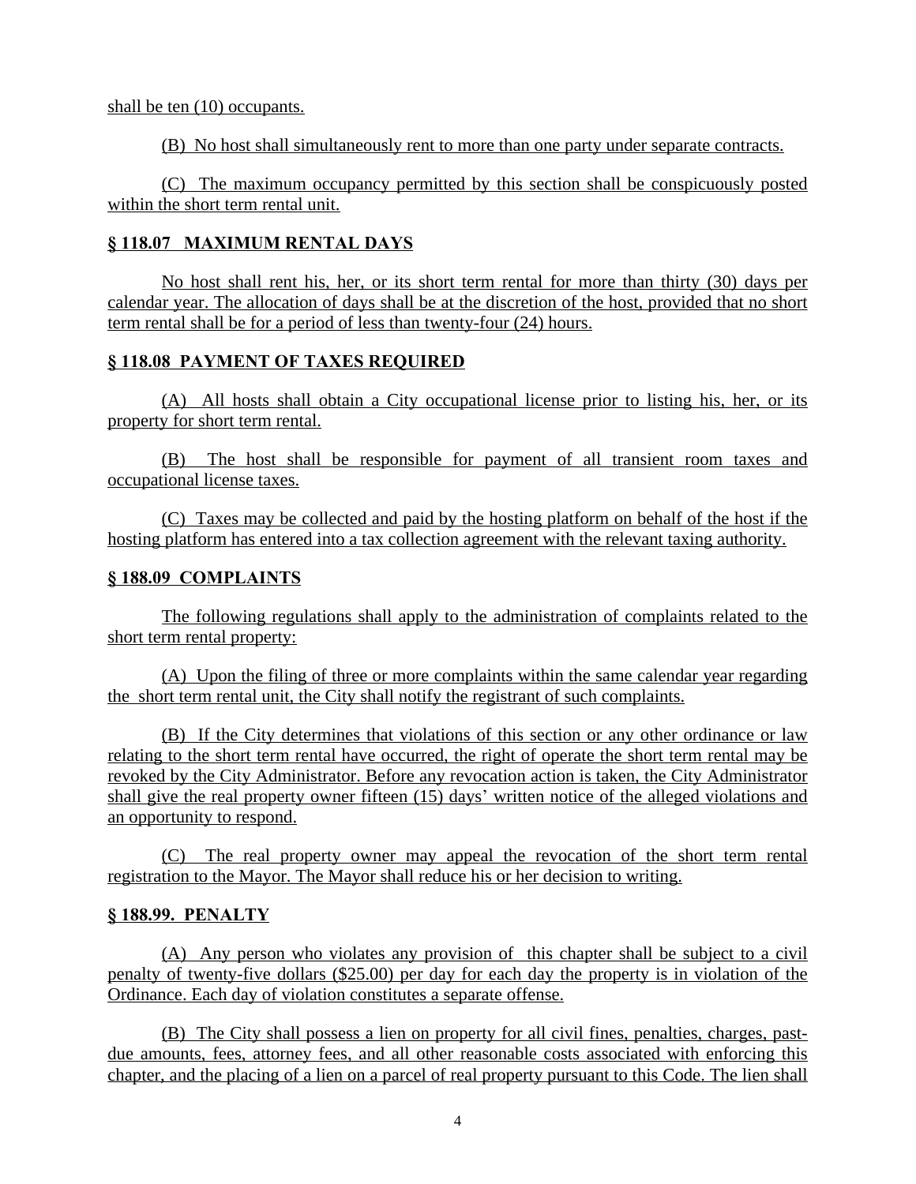shall be ten (10) occupants.

(B) No host shall simultaneously rent to more than one party under separate contracts.

(C) The maximum occupancy permitted by this section shall be conspicuously posted within the short term rental unit.

## § 118.07 MAXIMUM RENTAL DAYS

No host shall rent his, her, or its short term rental for more than thirty (30) days per calendar year. The allocation of days shall be at the discretion of the host, provided that no short term rental shall be for a period of less than twenty-four (24) hours.

## § 118.08 PAYMENT OF TAXES REQUIRED

(A) All hosts shall obtain a City occupational license prior to listing his, her, or its property for short term rental.

(B) The host shall be responsible for payment of all transient room taxes and occupational license taxes.

(C) Taxes may be collected and paid by the hosting platform on behalf of the host if the hosting platform has entered into a tax collection agreement with the relevant taxing authority.

## § 188.09 COMPLAINTS

The following regulations shall apply to the administration of complaints related to the short term rental property:

(A) Upon the filing of three or more complaints within the same calendar year regarding the short term rental unit, the City shall notify the registrant of such complaints.

(B) If the City determines that violations of this section or any other ordinance or law relating to the short term rental have occurred, the right of operate the short term rental may be revoked by the City Administrator. Before any revocation action is taken, the City Administrator shall give the real property owner fifteen (15) days' written notice of the alleged violations and an opportunity to respond.

(C) The real property owner may appeal the revocation of the short term rental registration to the Mayor. The Mayor shall reduce his or her decision to writing.

## § 188.99. PENALTY

(A) Any person who violates any provision of this chapter shall be subject to a civil penalty of twenty-five dollars ($25.00) per day for each day the property is in violation of the Ordinance. Each day of violation constitutes a separate offense.

(B) The City shall possess a lien on property for all civil fines, penalties, charges, past-due amounts, fees, attorney fees, and all other reasonable costs associated with enforcing this chapter, and the placing of a lien on a parcel of real property pursuant to this Code. The lien shall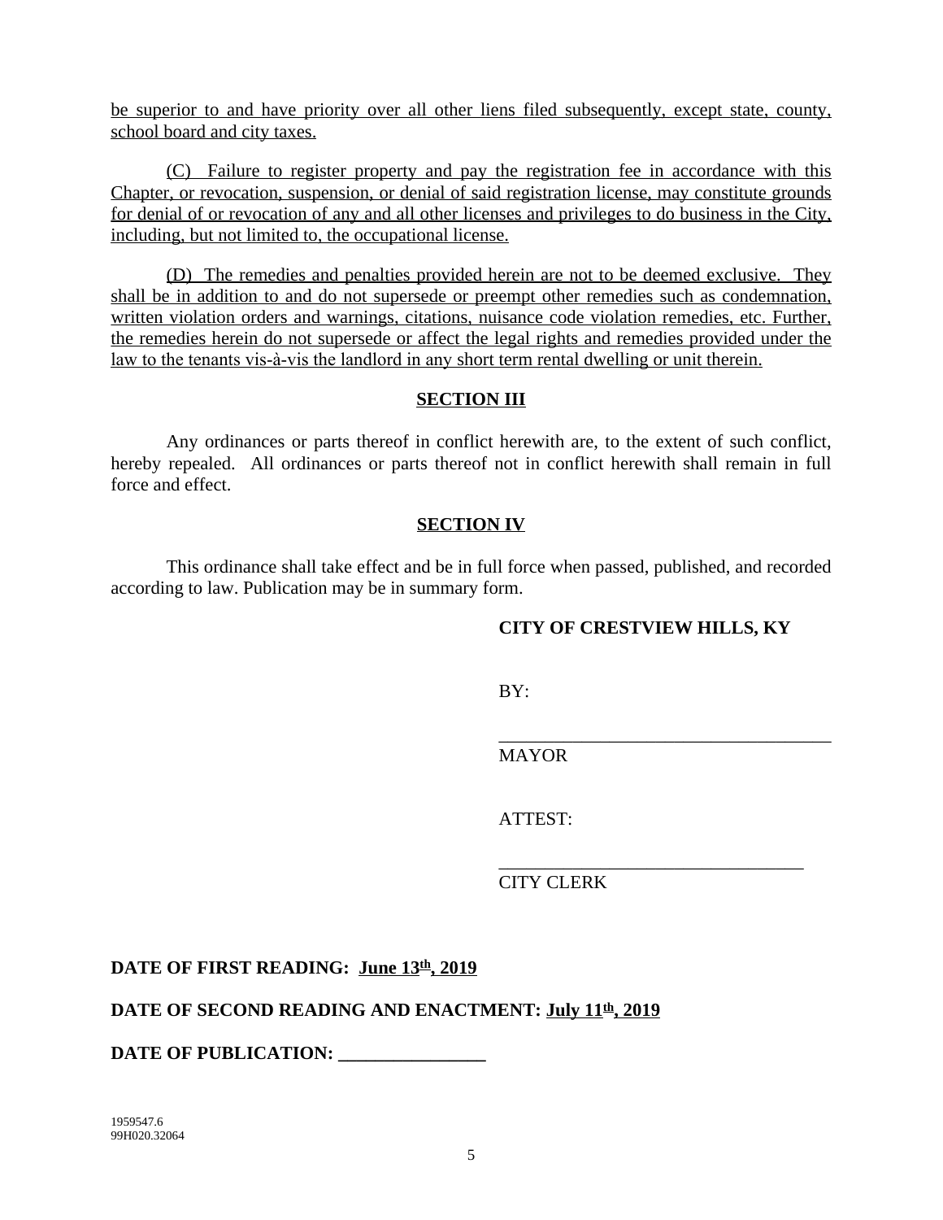be superior to and have priority over all other liens filed subsequently, except state, county, school board and city taxes.

(C) Failure to register property and pay the registration fee in accordance with this Chapter, or revocation, suspension, or denial of said registration license, may constitute grounds for denial of or revocation of any and all other licenses and privileges to do business in the City, including, but not limited to, the occupational license.

(D) The remedies and penalties provided herein are not to be deemed exclusive. They shall be in addition to and do not supersede or preempt other remedies such as condemnation, written violation orders and warnings, citations, nuisance code violation remedies, etc. Further, the remedies herein do not supersede or affect the legal rights and remedies provided under the law to the tenants vis-à-vis the landlord in any short term rental dwelling or unit therein.

**SECTION III**

Any ordinances or parts thereof in conflict herewith are, to the extent of such conflict, hereby repealed. All ordinances or parts thereof not in conflict herewith shall remain in full force and effect.

**SECTION IV**

This ordinance shall take effect and be in full force when passed, published, and recorded according to law. Publication may be in summary form.

**CITY OF CRESTVIEW HILLS, KY**

BY:

\_\_\_\_\_\_\_\_\_\_\_\_\_\_\_\_\_\_\_\_\_\_\_\_\_\_\_\_\_\_\_\_\_\_\_\_
MAYOR

ATTEST:

\_\_\_\_\_\_\_\_\_\_\_\_\_\_\_\_\_\_\_\_\_\_\_\_\_\_\_\_\_\_\_\_\_
CITY CLERK

**DATE OF FIRST READING: June 13th, 2019**

**DATE OF SECOND READING AND ENACTMENT: July 11th, 2019**

**DATE OF PUBLICATION: \_\_\_\_\_\_\_\_\_\_\_\_\_\_\_\_**

1959547.6
99H020.32064